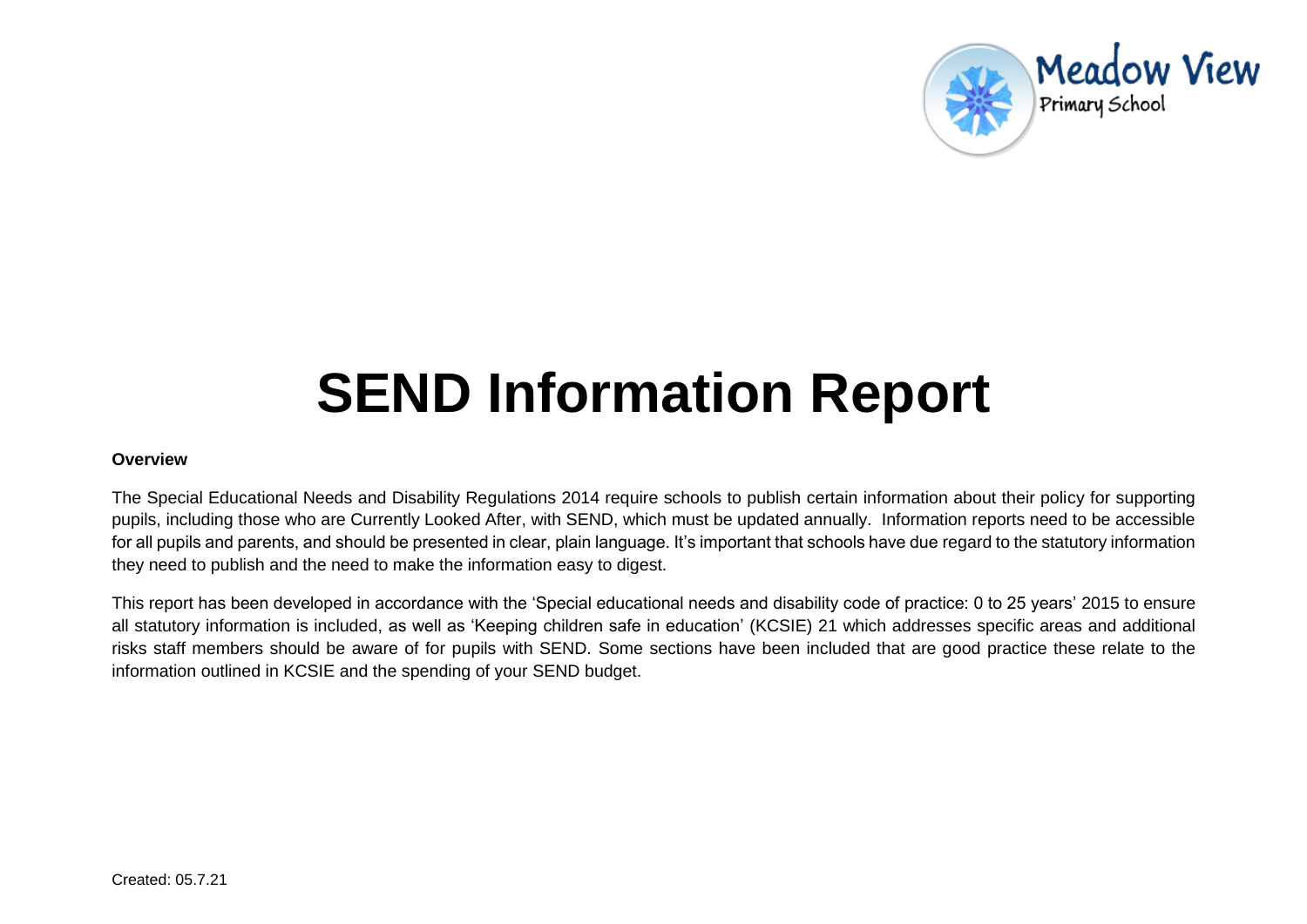Meadow View
Primary School

# SEND Information Report

**Overview**

The Special Educational Needs and Disability Regulations 2014 require schools to publish certain information about their policy for supporting pupils, including those who are Currently Looked After, with SEND, which must be updated annually. Information reports need to be accessible for all pupils and parents, and should be presented in clear, plain language. It's important that schools have due regard to the statutory information they need to publish and the need to make the information easy to digest.

This report has been developed in accordance with the 'Special educational needs and disability code of practice: 0 to 25 years' 2015 to ensure all statutory information is included, as well as 'Keeping children safe in education' (KCSIE) 21 which addresses specific areas and additional risks staff members should be aware of for pupils with SEND. Some sections have been included that are good practice these relate to the information outlined in KCSIE and the spending of your SEND budget.

Created: 05.7.21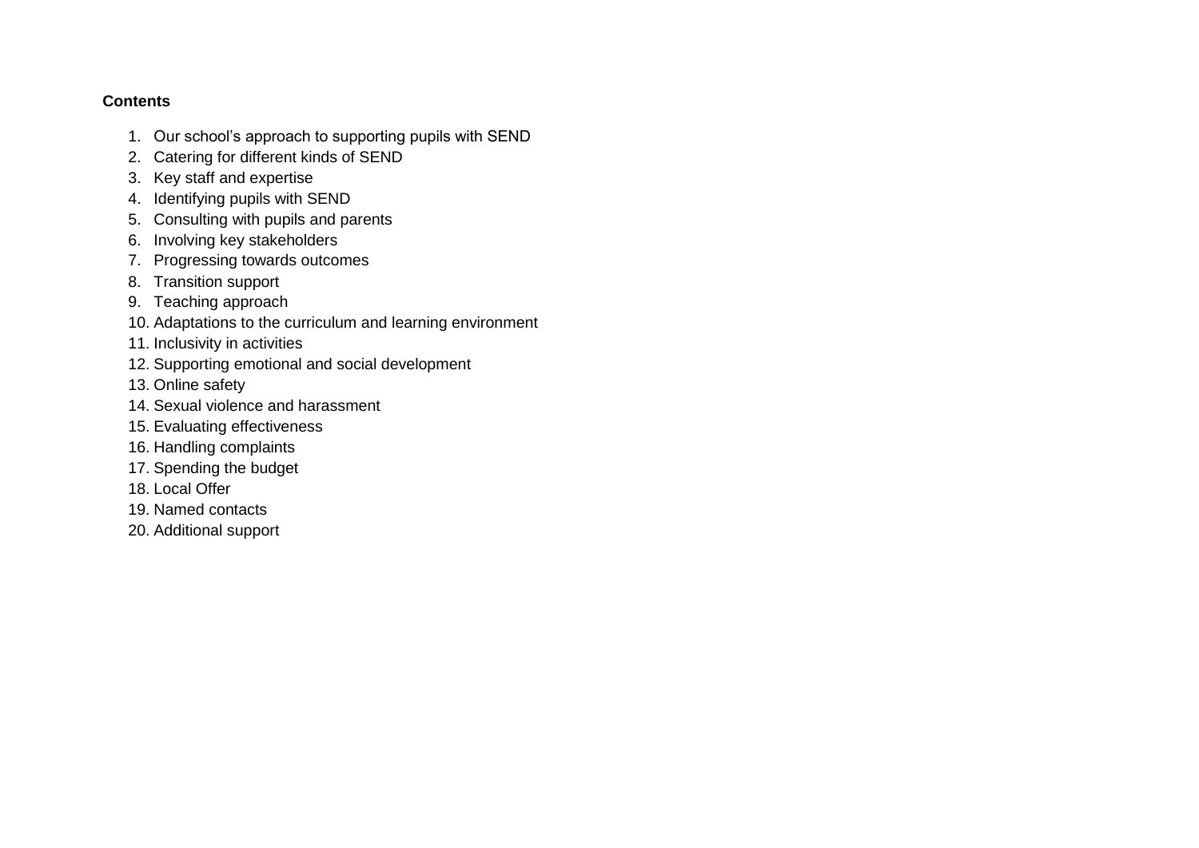**Contents**

1. Our school's approach to supporting pupils with SEND
2. Catering for different kinds of SEND
3. Key staff and expertise
4. Identifying pupils with SEND
5. Consulting with pupils and parents
6. Involving key stakeholders
7. Progressing towards outcomes
8. Transition support
9. Teaching approach
10. Adaptations to the curriculum and learning environment
11. Inclusivity in activities
12. Supporting emotional and social development
13. Online safety
14. Sexual violence and harassment
15. Evaluating effectiveness
16. Handling complaints
17. Spending the budget
18. Local Offer
19. Named contacts
20. Additional support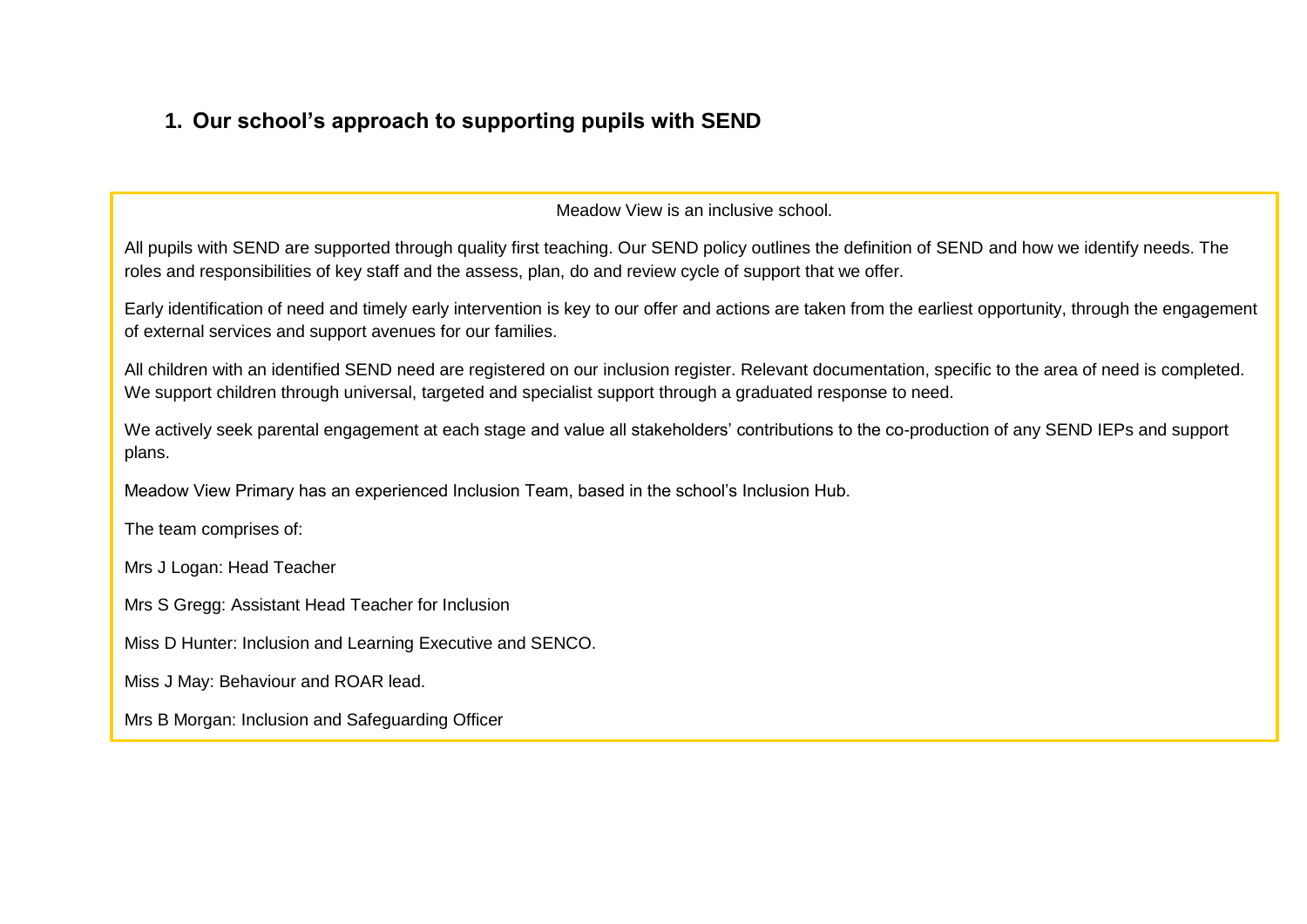## 1. Our school's approach to supporting pupils with SEND

Meadow View is an inclusive school.

All pupils with SEND are supported through quality first teaching. Our SEND policy outlines the definition of SEND and how we identify needs. The roles and responsibilities of key staff and the assess, plan, do and review cycle of support that we offer.

Early identification of need and timely early intervention is key to our offer and actions are taken from the earliest opportunity, through the engagement of external services and support avenues for our families.

All children with an identified SEND need are registered on our inclusion register. Relevant documentation, specific to the area of need is completed. We support children through universal, targeted and specialist support through a graduated response to need.

We actively seek parental engagement at each stage and value all stakeholders' contributions to the co-production of any SEND IEPs and support plans.

Meadow View Primary has an experienced Inclusion Team, based in the school's Inclusion Hub.

The team comprises of:

Mrs J Logan: Head Teacher

Mrs S Gregg: Assistant Head Teacher for Inclusion

Miss D Hunter: Inclusion and Learning Executive and SENCO.

Miss J May: Behaviour and ROAR lead.

Mrs B Morgan: Inclusion and Safeguarding Officer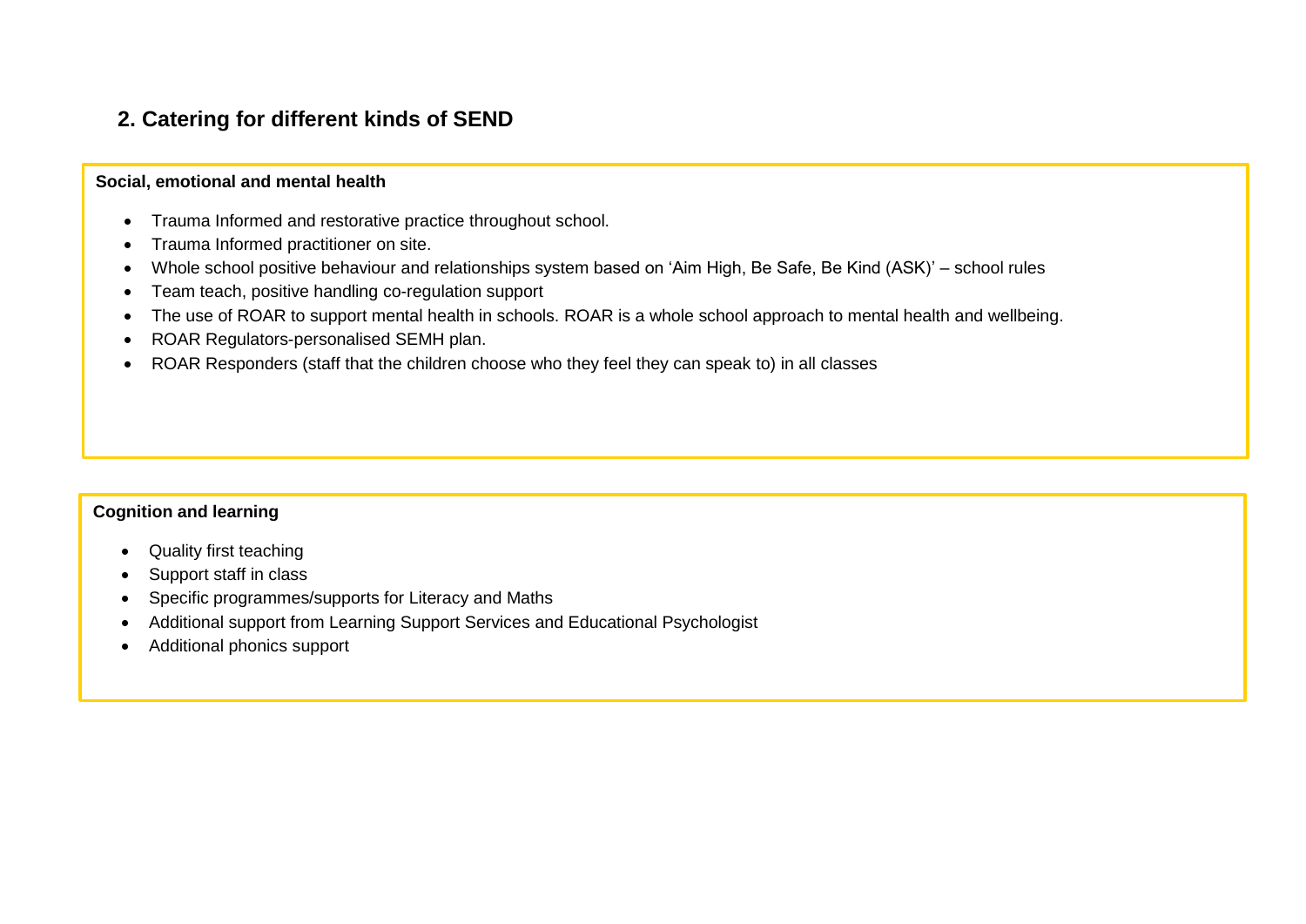## 2. Catering for different kinds of SEND

**Social, emotional and mental health**

- Trauma Informed and restorative practice throughout school.
- Trauma Informed practitioner on site.
- Whole school positive behaviour and relationships system based on 'Aim High, Be Safe, Be Kind (ASK)' – school rules
- Team teach, positive handling co-regulation support
- The use of ROAR to support mental health in schools. ROAR is a whole school approach to mental health and wellbeing.
- ROAR Regulators-personalised SEMH plan.
- ROAR Responders (staff that the children choose who they feel they can speak to) in all classes

**Cognition and learning**

- Quality first teaching
- Support staff in class
- Specific programmes/supports for Literacy and Maths
- Additional support from Learning Support Services and Educational Psychologist
- Additional phonics support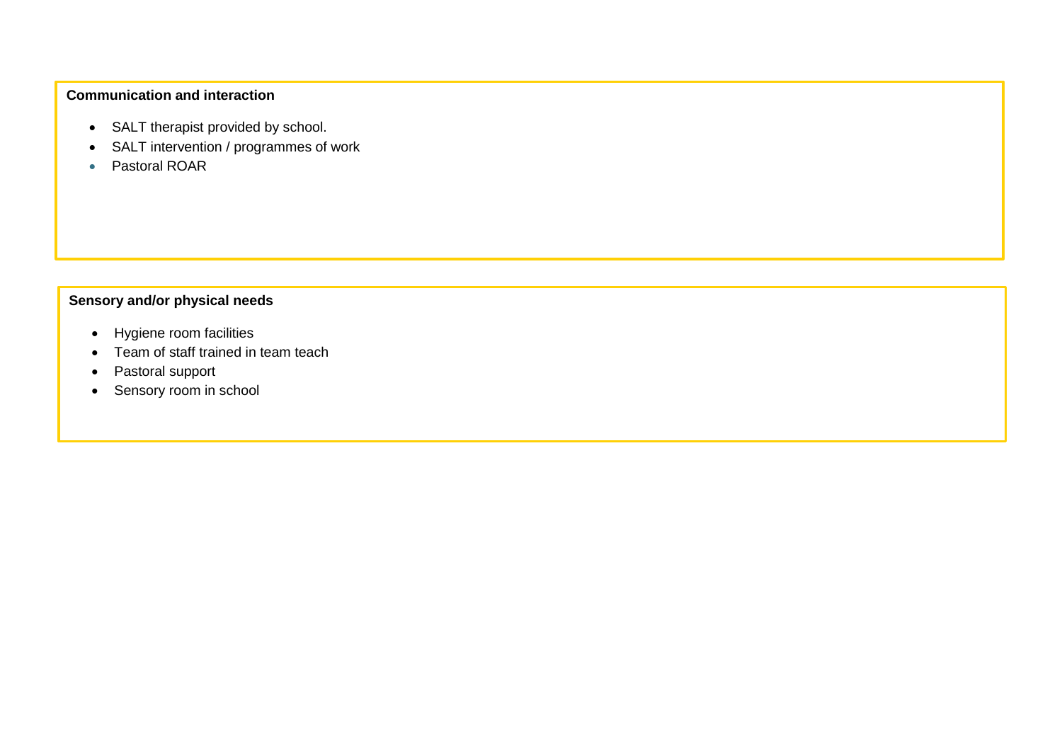**Communication and interaction**

- SALT therapist provided by school.
- SALT intervention / programmes of work
- Pastoral ROAR

**Sensory and/or physical needs**

- Hygiene room facilities
- Team of staff trained in team teach
- Pastoral support
- Sensory room in school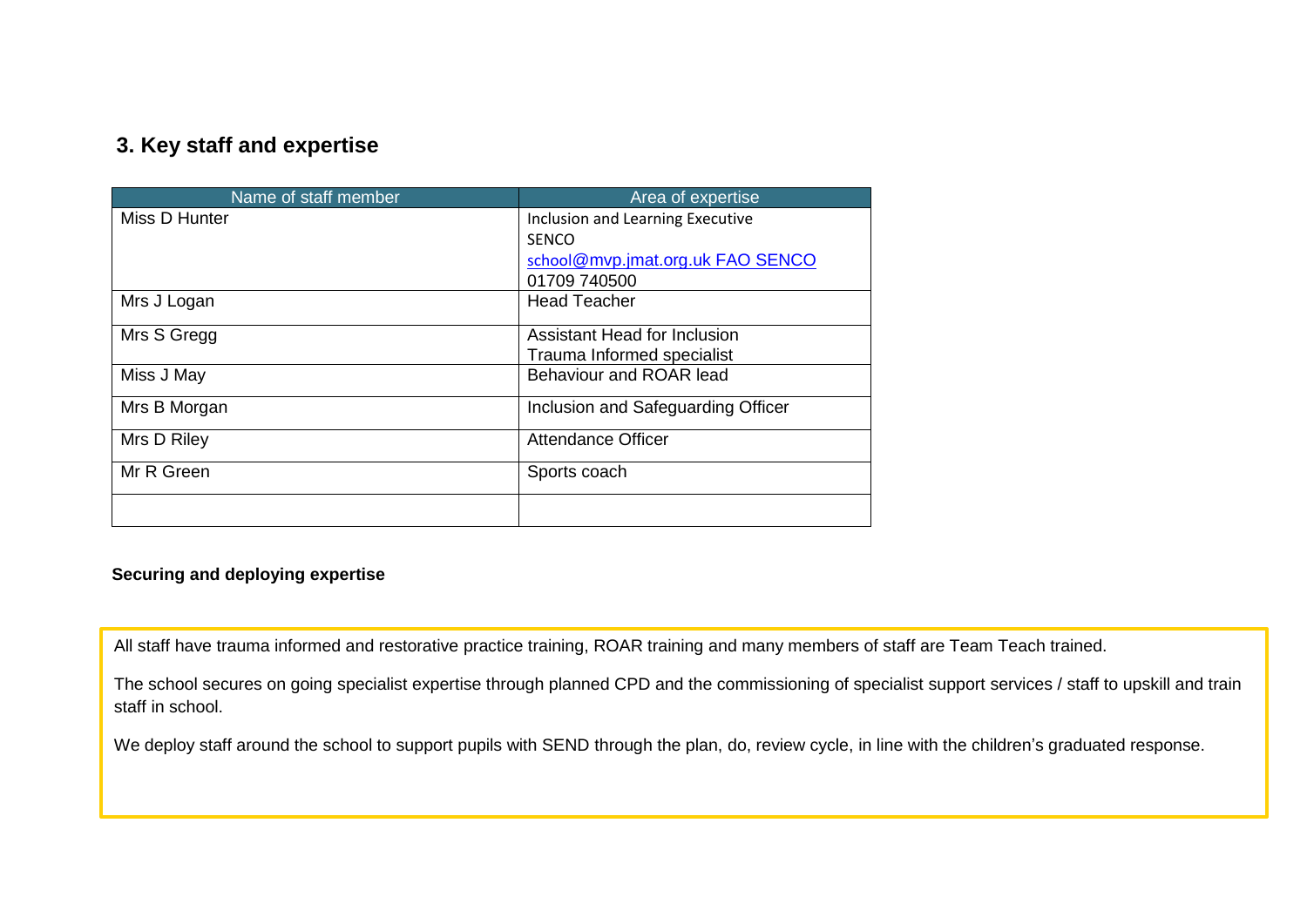## 3. Key staff and expertise

| Name of staff member | Area of expertise |
| --- | --- |
| Miss D Hunter | Inclusion and Learning Executive<br>SENCO<br>school@mvp.jmat.org.uk FAO SENCO<br>01709 740500 |
| Mrs J Logan | Head Teacher |
| Mrs S Gregg | Assistant Head for Inclusion<br>Trauma Informed specialist |
| Miss J May | Behaviour and ROAR lead |
| Mrs B Morgan | Inclusion and Safeguarding Officer |
| Mrs D Riley | Attendance Officer |
| Mr R Green | Sports coach |
| | |

**Securing and deploying expertise**

All staff have trauma informed and restorative practice training, ROAR training and many members of staff are Team Teach trained.

The school secures on going specialist expertise through planned CPD and the commissioning of specialist support services / staff to upskill and train staff in school.

We deploy staff around the school to support pupils with SEND through the plan, do, review cycle, in line with the children's graduated response.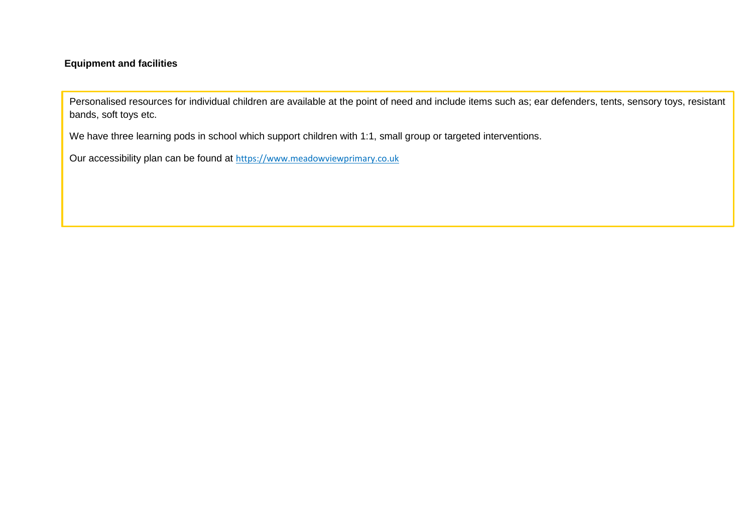**Equipment and facilities**

Personalised resources for individual children are available at the point of need and include items such as; ear defenders, tents, sensory toys, resistant bands, soft toys etc.

We have three learning pods in school which support children with 1:1, small group or targeted interventions.

Our accessibility plan can be found at https://www.meadowviewprimary.co.uk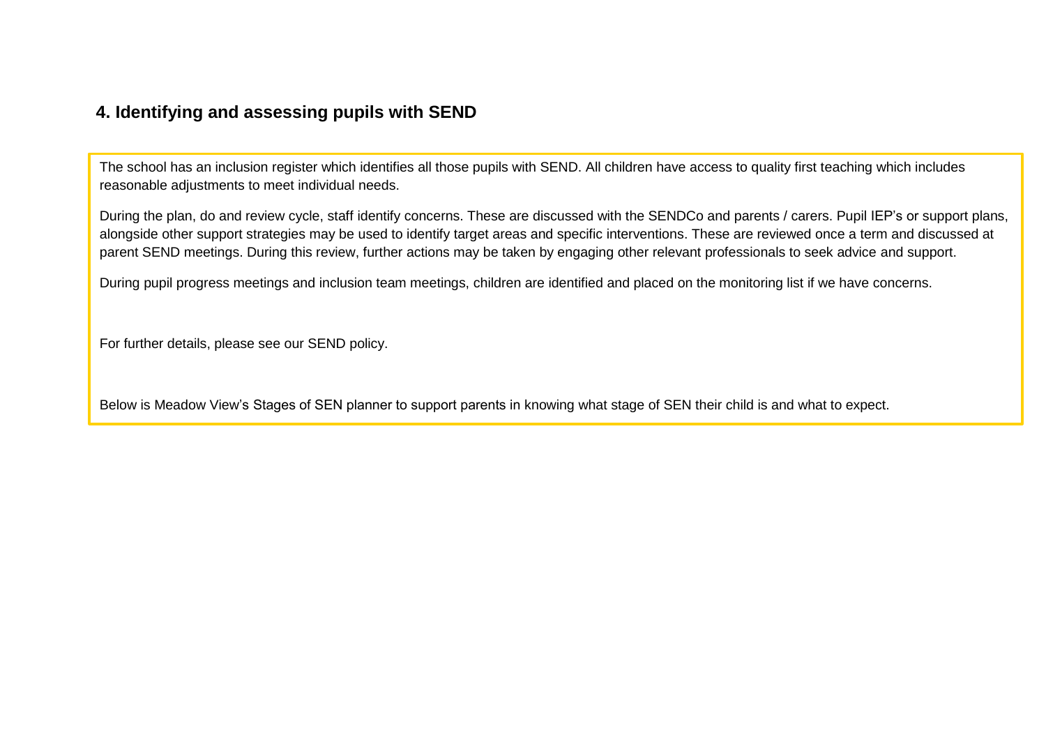## 4. Identifying and assessing pupils with SEND

The school has an inclusion register which identifies all those pupils with SEND. All children have access to quality first teaching which includes reasonable adjustments to meet individual needs.

During the plan, do and review cycle, staff identify concerns. These are discussed with the SENDCo and parents / carers. Pupil IEP's or support plans, alongside other support strategies may be used to identify target areas and specific interventions. These are reviewed once a term and discussed at parent SEND meetings. During this review, further actions may be taken by engaging other relevant professionals to seek advice and support.

During pupil progress meetings and inclusion team meetings, children are identified and placed on the monitoring list if we have concerns.

For further details, please see our SEND policy.

Below is Meadow View's Stages of SEN planner to support parents in knowing what stage of SEN their child is and what to expect.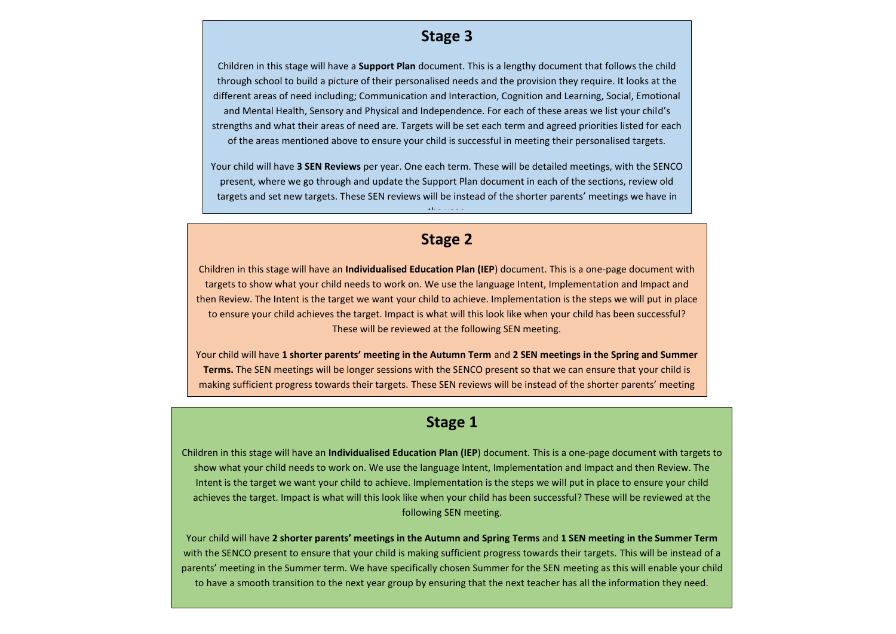## Stage 3

Children in this stage will have a **Support Plan** document. This is a lengthy document that follows the child through school to build a picture of their personalised needs and the provision they require. It looks at the different areas of need including; Communication and Interaction, Cognition and Learning, Social, Emotional and Mental Health, Sensory and Physical and Independence. For each of these areas we list your child's strengths and what their areas of need are. Targets will be set each term and agreed priorities listed for each of the areas mentioned above to ensure your child is successful in meeting their personalised targets.

Your child will have **3 SEN Reviews** per year. One each term. These will be detailed meetings, with the SENCO present, where we go through and update the Support Plan document in each of the sections, review old targets and set new targets. These SEN reviews will be instead of the shorter parents' meetings we have in the year.

## Stage 2

Children in this stage will have an **Individualised Education Plan (IEP**) document. This is a one-page document with targets to show what your child needs to work on. We use the language Intent, Implementation and Impact and then Review. The Intent is the target we want your child to achieve. Implementation is the steps we will put in place to ensure your child achieves the target. Impact is what will this look like when your child has been successful? These will be reviewed at the following SEN meeting.

Your child will have **1 shorter parents' meeting in the Autumn Term** and **2 SEN meetings in the Spring and Summer Terms.** The SEN meetings will be longer sessions with the SENCO present so that we can ensure that your child is making sufficient progress towards their targets. These SEN reviews will be instead of the shorter parents' meeting

## Stage 1

Children in this stage will have an **Individualised Education Plan (IEP**) document. This is a one-page document with targets to show what your child needs to work on. We use the language Intent, Implementation and Impact and then Review. The Intent is the target we want your child to achieve. Implementation is the steps we will put in place to ensure your child achieves the target. Impact is what will this look like when your child has been successful? These will be reviewed at the following SEN meeting.

Your child will have **2 shorter parents' meetings in the Autumn and Spring Terms** and **1 SEN meeting in the Summer Term** with the SENCO present to ensure that your child is making sufficient progress towards their targets. This will be instead of a parents' meeting in the Summer term. We have specifically chosen Summer for the SEN meeting as this will enable your child to have a smooth transition to the next year group by ensuring that the next teacher has all the information they need.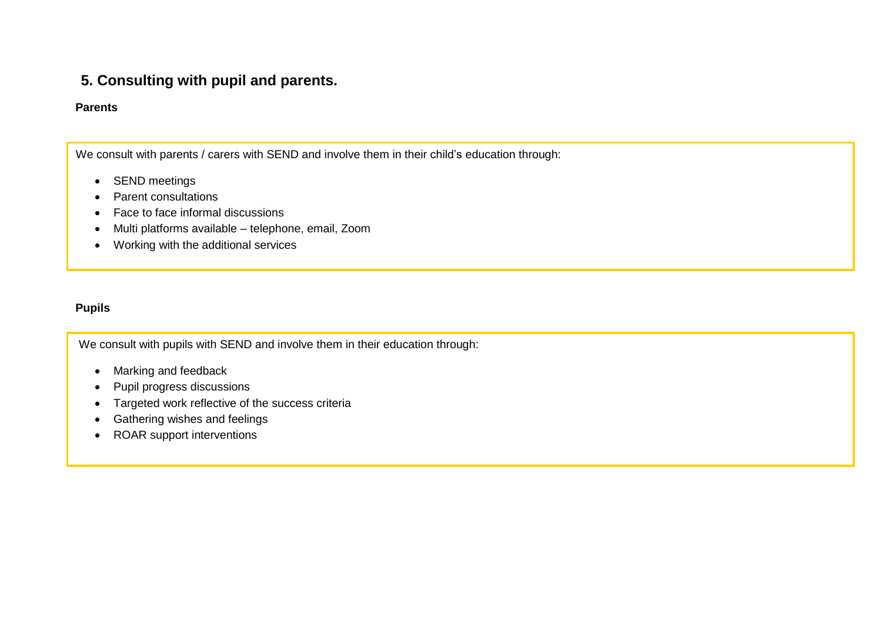## 5. Consulting with pupil and parents.

### Parents

We consult with parents / carers with SEND and involve them in their child's education through:

- SEND meetings
- Parent consultations
- Face to face informal discussions
- Multi platforms available – telephone, email, Zoom
- Working with the additional services

### Pupils

We consult with pupils with SEND and involve them in their education through:

- Marking and feedback
- Pupil progress discussions
- Targeted work reflective of the success criteria
- Gathering wishes and feelings
- ROAR support interventions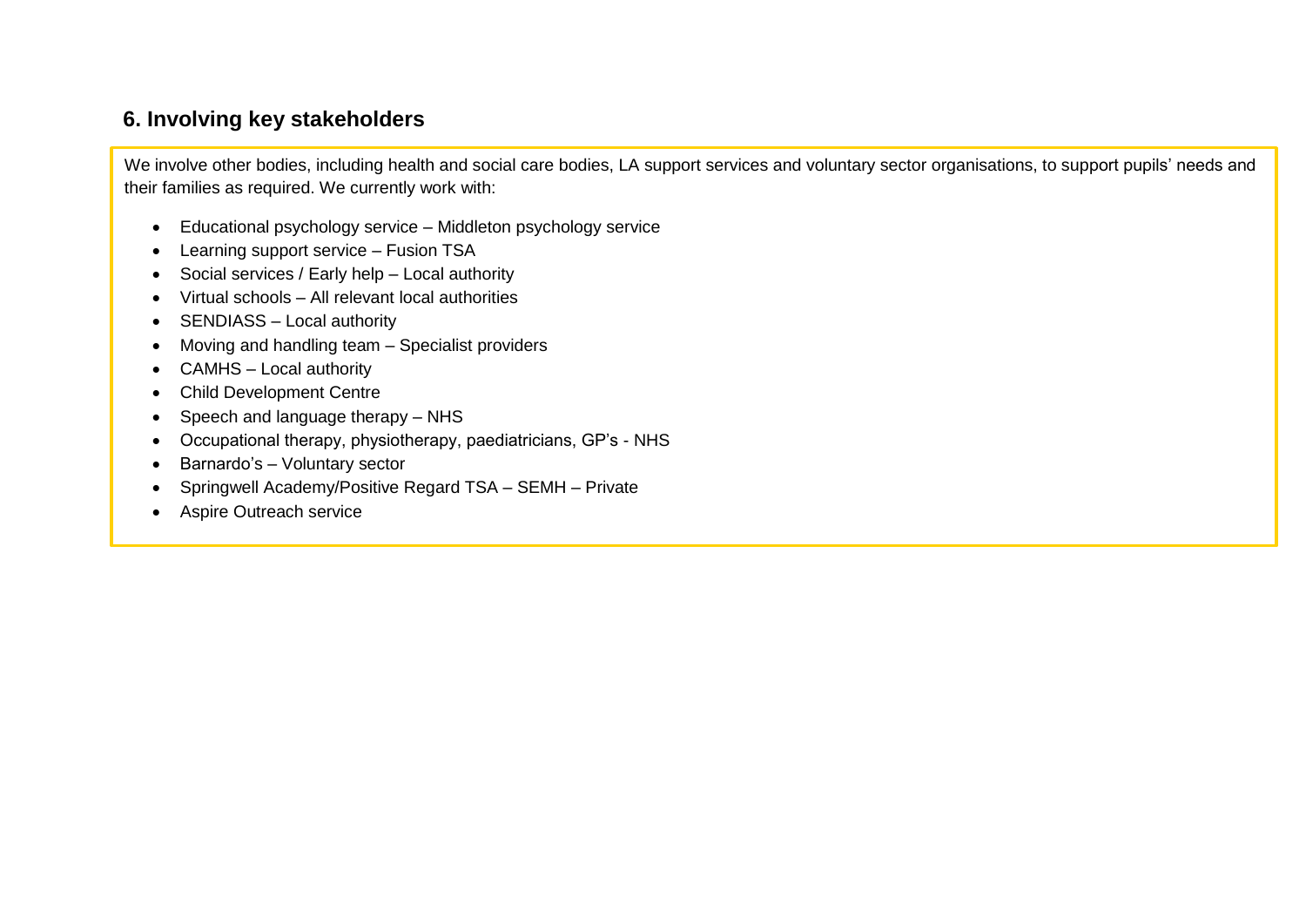## 6. Involving key stakeholders

We involve other bodies, including health and social care bodies, LA support services and voluntary sector organisations, to support pupils' needs and their families as required. We currently work with:

- Educational psychology service – Middleton psychology service
- Learning support service – Fusion TSA
- Social services / Early help – Local authority
- Virtual schools – All relevant local authorities
- SENDIASS – Local authority
- Moving and handling team – Specialist providers
- CAMHS – Local authority
- Child Development Centre
- Speech and language therapy – NHS
- Occupational therapy, physiotherapy, paediatricians, GP's - NHS
- Barnardo's – Voluntary sector
- Springwell Academy/Positive Regard TSA – SEMH – Private
- Aspire Outreach service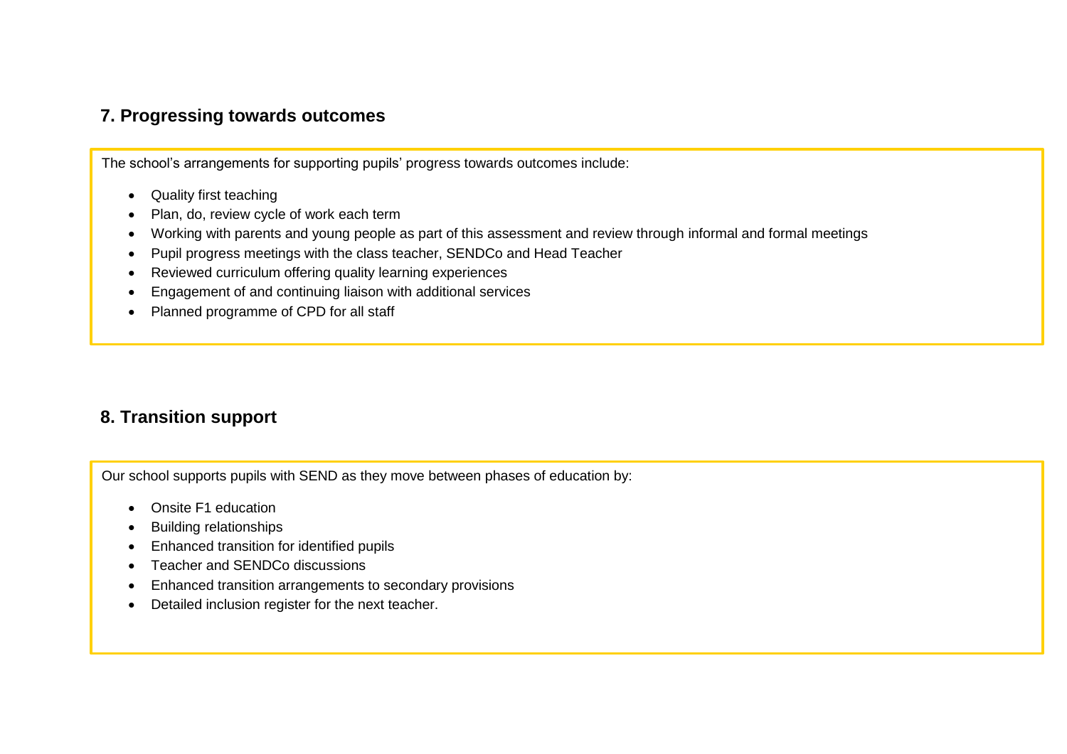## 7. Progressing towards outcomes

The school's arrangements for supporting pupils' progress towards outcomes include:

- Quality first teaching
- Plan, do, review cycle of work each term
- Working with parents and young people as part of this assessment and review through informal and formal meetings
- Pupil progress meetings with the class teacher, SENDCo and Head Teacher
- Reviewed curriculum offering quality learning experiences
- Engagement of and continuing liaison with additional services
- Planned programme of CPD for all staff

## 8. Transition support

Our school supports pupils with SEND as they move between phases of education by:

- Onsite F1 education
- Building relationships
- Enhanced transition for identified pupils
- Teacher and SENDCo discussions
- Enhanced transition arrangements to secondary provisions
- Detailed inclusion register for the next teacher.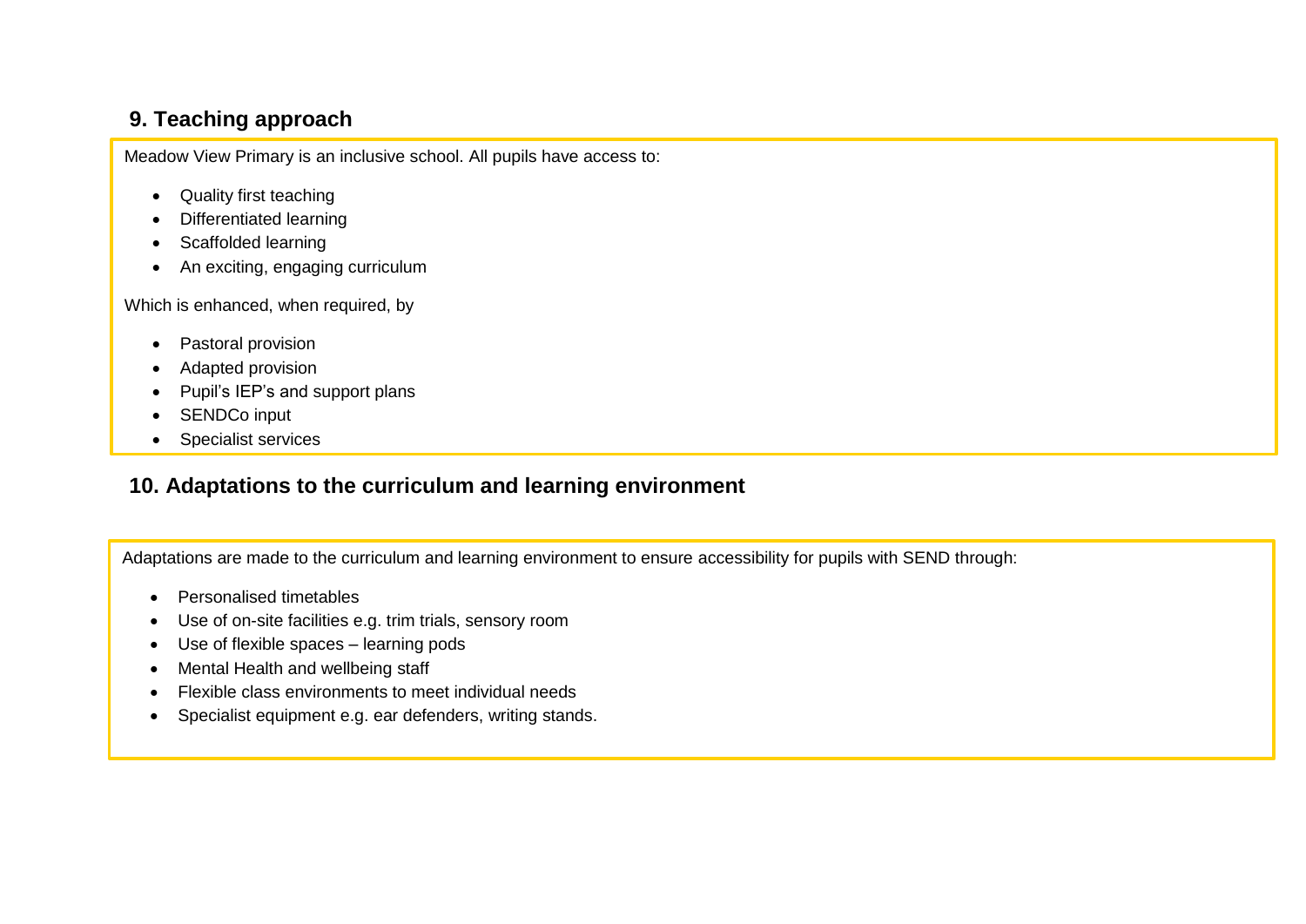## 9. Teaching approach

Meadow View Primary is an inclusive school. All pupils have access to:

- Quality first teaching
- Differentiated learning
- Scaffolded learning
- An exciting, engaging curriculum

Which is enhanced, when required, by

- Pastoral provision
- Adapted provision
- Pupil's IEP's and support plans
- SENDCo input
- Specialist services

## 10. Adaptations to the curriculum and learning environment

Adaptations are made to the curriculum and learning environment to ensure accessibility for pupils with SEND through:

- Personalised timetables
- Use of on-site facilities e.g. trim trials, sensory room
- Use of flexible spaces – learning pods
- Mental Health and wellbeing staff
- Flexible class environments to meet individual needs
- Specialist equipment e.g. ear defenders, writing stands.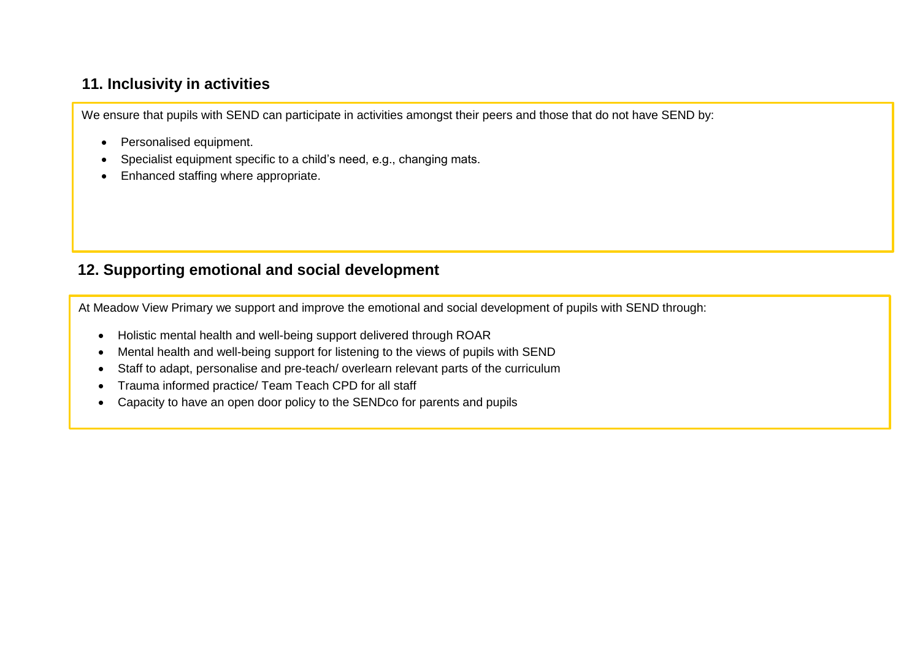## 11. Inclusivity in activities

We ensure that pupils with SEND can participate in activities amongst their peers and those that do not have SEND by:

- Personalised equipment.
- Specialist equipment specific to a child's need, e.g., changing mats.
- Enhanced staffing where appropriate.

## 12. Supporting emotional and social development

At Meadow View Primary we support and improve the emotional and social development of pupils with SEND through:

- Holistic mental health and well-being support delivered through ROAR
- Mental health and well-being support for listening to the views of pupils with SEND
- Staff to adapt, personalise and pre-teach/ overlearn relevant parts of the curriculum
- Trauma informed practice/ Team Teach CPD for all staff
- Capacity to have an open door policy to the SENDco for parents and pupils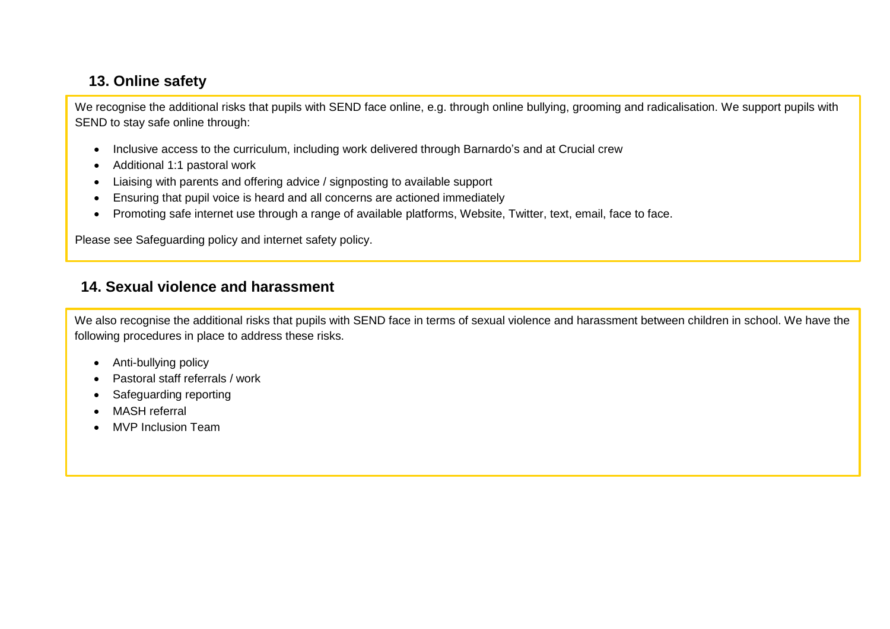## 13. Online safety

We recognise the additional risks that pupils with SEND face online, e.g. through online bullying, grooming and radicalisation. We support pupils with SEND to stay safe online through:

- Inclusive access to the curriculum, including work delivered through Barnardo's and at Crucial crew
- Additional 1:1 pastoral work
- Liaising with parents and offering advice / signposting to available support
- Ensuring that pupil voice is heard and all concerns are actioned immediately
- Promoting safe internet use through a range of available platforms, Website, Twitter, text, email, face to face.

Please see Safeguarding policy and internet safety policy.

## 14. Sexual violence and harassment

We also recognise the additional risks that pupils with SEND face in terms of sexual violence and harassment between children in school. We have the following procedures in place to address these risks.

- Anti-bullying policy
- Pastoral staff referrals / work
- Safeguarding reporting
- MASH referral
- MVP Inclusion Team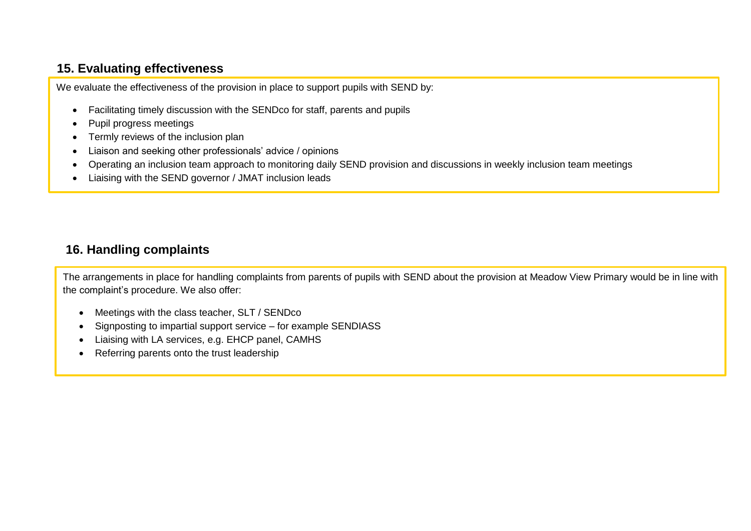## 15. Evaluating effectiveness

We evaluate the effectiveness of the provision in place to support pupils with SEND by:

- Facilitating timely discussion with the SENDco for staff, parents and pupils
- Pupil progress meetings
- Termly reviews of the inclusion plan
- Liaison and seeking other professionals' advice / opinions
- Operating an inclusion team approach to monitoring daily SEND provision and discussions in weekly inclusion team meetings
- Liaising with the SEND governor / JMAT inclusion leads

## 16. Handling complaints

The arrangements in place for handling complaints from parents of pupils with SEND about the provision at Meadow View Primary would be in line with the complaint's procedure. We also offer:

- Meetings with the class teacher, SLT / SENDco
- Signposting to impartial support service – for example SENDIASS
- Liaising with LA services, e.g. EHCP panel, CAMHS
- Referring parents onto the trust leadership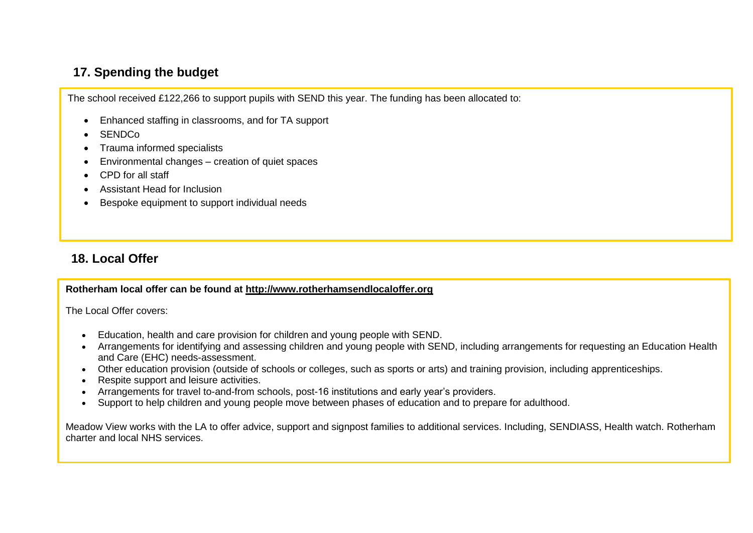## 17. Spending the budget

The school received £122,266 to support pupils with SEND this year. The funding has been allocated to:

- Enhanced staffing in classrooms, and for TA support
- SENDCo
- Trauma informed specialists
- Environmental changes – creation of quiet spaces
- CPD for all staff
- Assistant Head for Inclusion
- Bespoke equipment to support individual needs

## 18. Local Offer

**Rotherham local offer can be found at [http://www.rotherhamsendlocaloffer.org](http://www.rotherhamsendlocaloffer.org)**

The Local Offer covers:

- Education, health and care provision for children and young people with SEND.
- Arrangements for identifying and assessing children and young people with SEND, including arrangements for requesting an Education Health and Care (EHC) needs-assessment.
- Other education provision (outside of schools or colleges, such as sports or arts) and training provision, including apprenticeships.
- Respite support and leisure activities.
- Arrangements for travel to-and-from schools, post-16 institutions and early year's providers.
- Support to help children and young people move between phases of education and to prepare for adulthood.

Meadow View works with the LA to offer advice, support and signpost families to additional services. Including, SENDIASS, Health watch. Rotherham charter and local NHS services.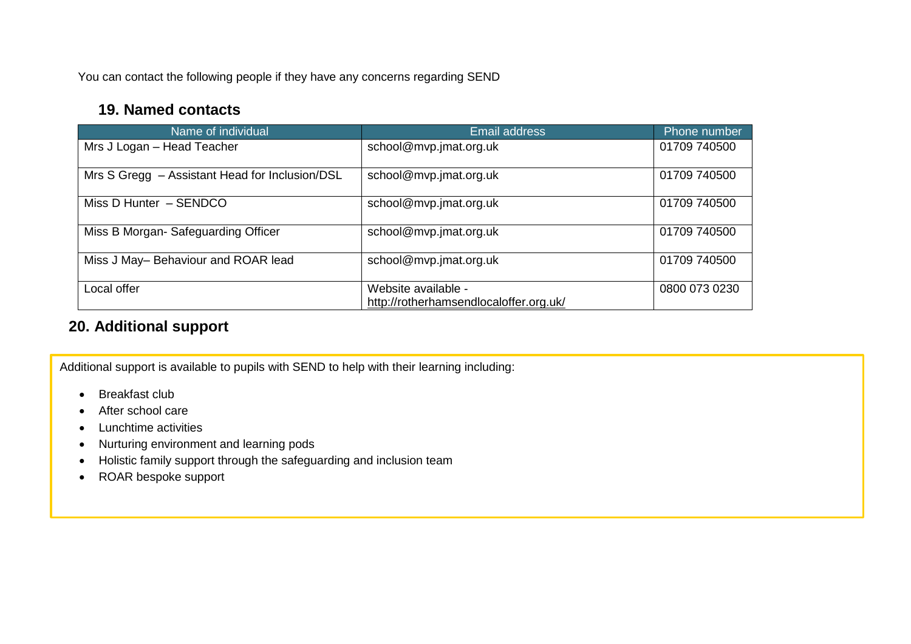You can contact the following people if they have any concerns regarding SEND

## 19. Named contacts

| Name of individual | Email address | Phone number |
|---|---|---|
| Mrs J Logan – Head Teacher | school@mvp.jmat.org.uk | 01709 740500 |
| Mrs S Gregg – Assistant Head for Inclusion/DSL | school@mvp.jmat.org.uk | 01709 740500 |
| Miss D Hunter – SENDCO | school@mvp.jmat.org.uk | 01709 740500 |
| Miss B Morgan- Safeguarding Officer | school@mvp.jmat.org.uk | 01709 740500 |
| Miss J May– Behaviour and ROAR lead | school@mvp.jmat.org.uk | 01709 740500 |
| Local offer | Website available - http://rotherhamsendlocaloffer.org.uk/ | 0800 073 0230 |

## 20. Additional support

Additional support is available to pupils with SEND to help with their learning including:

- Breakfast club
- After school care
- Lunchtime activities
- Nurturing environment and learning pods
- Holistic family support through the safeguarding and inclusion team
- ROAR bespoke support